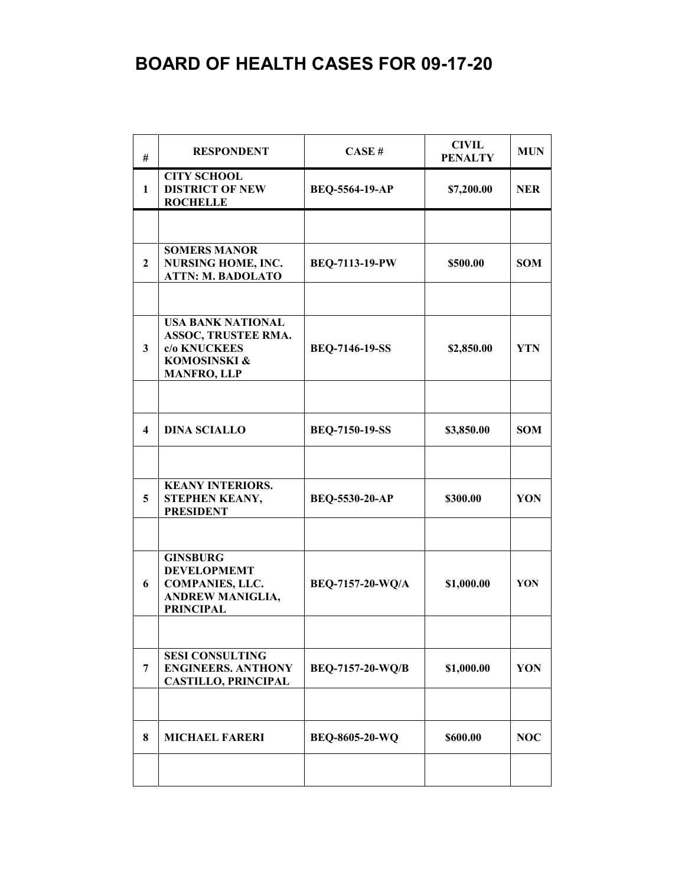# BOARD OF HEALTH CASES FOR 09-17-20

| # | RESPONDENT | CASE # | CIVIL PENALTY | MUN |
|---|---|---|---|---|
| 1 | CITY SCHOOL DISTRICT OF NEW ROCHELLE | BEQ-5564-19-AP | $7,200.00 | NER |
| | | | | |
| 2 | SOMERS MANOR NURSING HOME, INC. ATTN: M. BADOLATO | BEQ-7113-19-PW | $500.00 | SOM |
| | | | | |
| 3 | USA BANK NATIONAL ASSOC, TRUSTEE RMA. c/o KNUCKEES KOMOSINSKI & MANFRO, LLP | BEQ-7146-19-SS | $2,850.00 | YTN |
| | | | | |
| 4 | DINA SCIALLO | BEQ-7150-19-SS | $3,850.00 | SOM |
| | | | | |
| 5 | KEANY INTERIORS. STEPHEN KEANY, PRESIDENT | BEQ-5530-20-AP | $300.00 | YON |
| | | | | |
| 6 | GINSBURG DEVELOPMEMT COMPANIES, LLC. ANDREW MANIGLIA, PRINCIPAL | BEQ-7157-20-WQ/A | $1,000.00 | YON |
| | | | | |
| 7 | SESI CONSULTING ENGINEERS. ANTHONY CASTILLO, PRINCIPAL | BEQ-7157-20-WQ/B | $1,000.00 | YON |
| | | | | |
| 8 | MICHAEL FARERI | BEQ-8605-20-WQ | $600.00 | NOC |
| | | | | |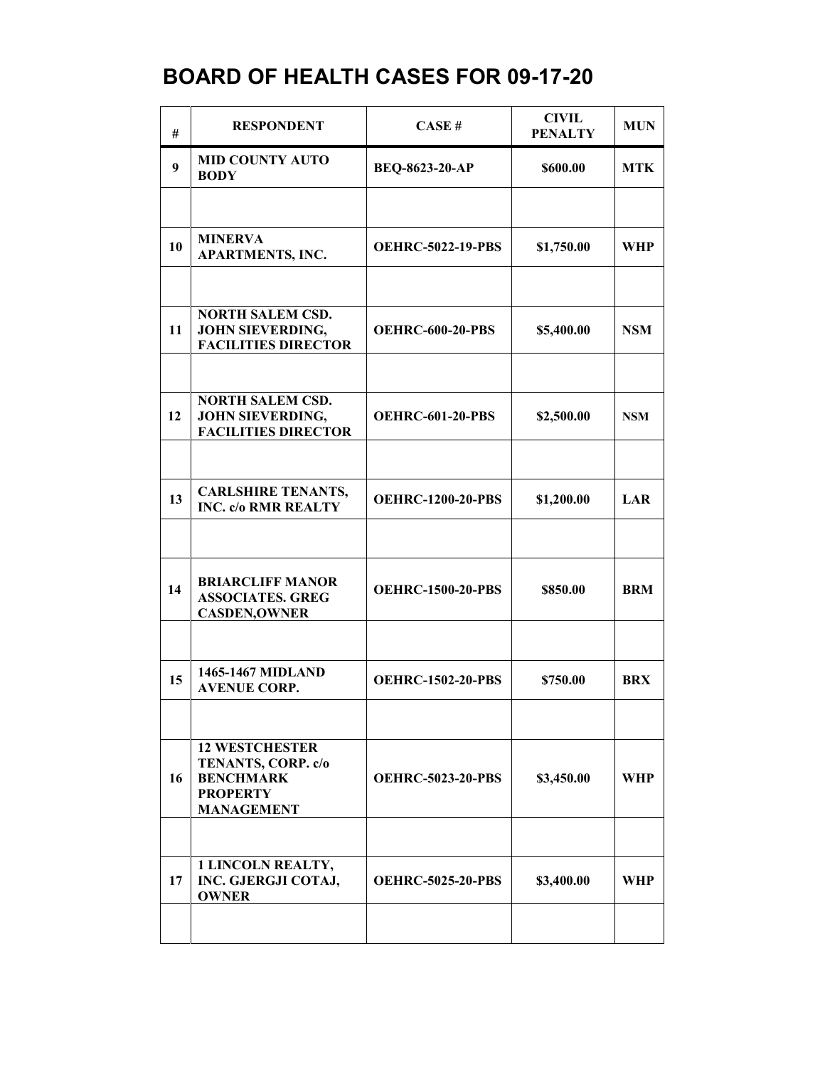# BOARD OF HEALTH CASES FOR 09-17-20

| # | RESPONDENT | CASE # | CIVIL PENALTY | MUN |
|---|---|---|---|---|
| 9 | MID COUNTY AUTO BODY | BEQ-8623-20-AP | $600.00 | MTK |
| | | | | |
| 10 | MINERVA APARTMENTS, INC. | OEHRC-5022-19-PBS | $1,750.00 | WHP |
| | | | | |
| 11 | NORTH SALEM CSD. JOHN SIEVERDING, FACILITIES DIRECTOR | OEHRC-600-20-PBS | $5,400.00 | NSM |
| | | | | |
| 12 | NORTH SALEM CSD. JOHN SIEVERDING, FACILITIES DIRECTOR | OEHRC-601-20-PBS | $2,500.00 | NSM |
| | | | | |
| 13 | CARLSHIRE TENANTS, INC. c/o RMR REALTY | OEHRC-1200-20-PBS | $1,200.00 | LAR |
| | | | | |
| 14 | BRIARCLIFF MANOR ASSOCIATES. GREG CASDEN,OWNER | OEHRC-1500-20-PBS | $850.00 | BRM |
| | | | | |
| 15 | 1465-1467 MIDLAND AVENUE CORP. | OEHRC-1502-20-PBS | $750.00 | BRX |
| | | | | |
| 16 | 12 WESTCHESTER TENANTS, CORP. c/o BENCHMARK PROPERTY MANAGEMENT | OEHRC-5023-20-PBS | $3,450.00 | WHP |
| | | | | |
| 17 | 1 LINCOLN REALTY, INC. GJERGJI COTAJ, OWNER | OEHRC-5025-20-PBS | $3,400.00 | WHP |
| | | | | |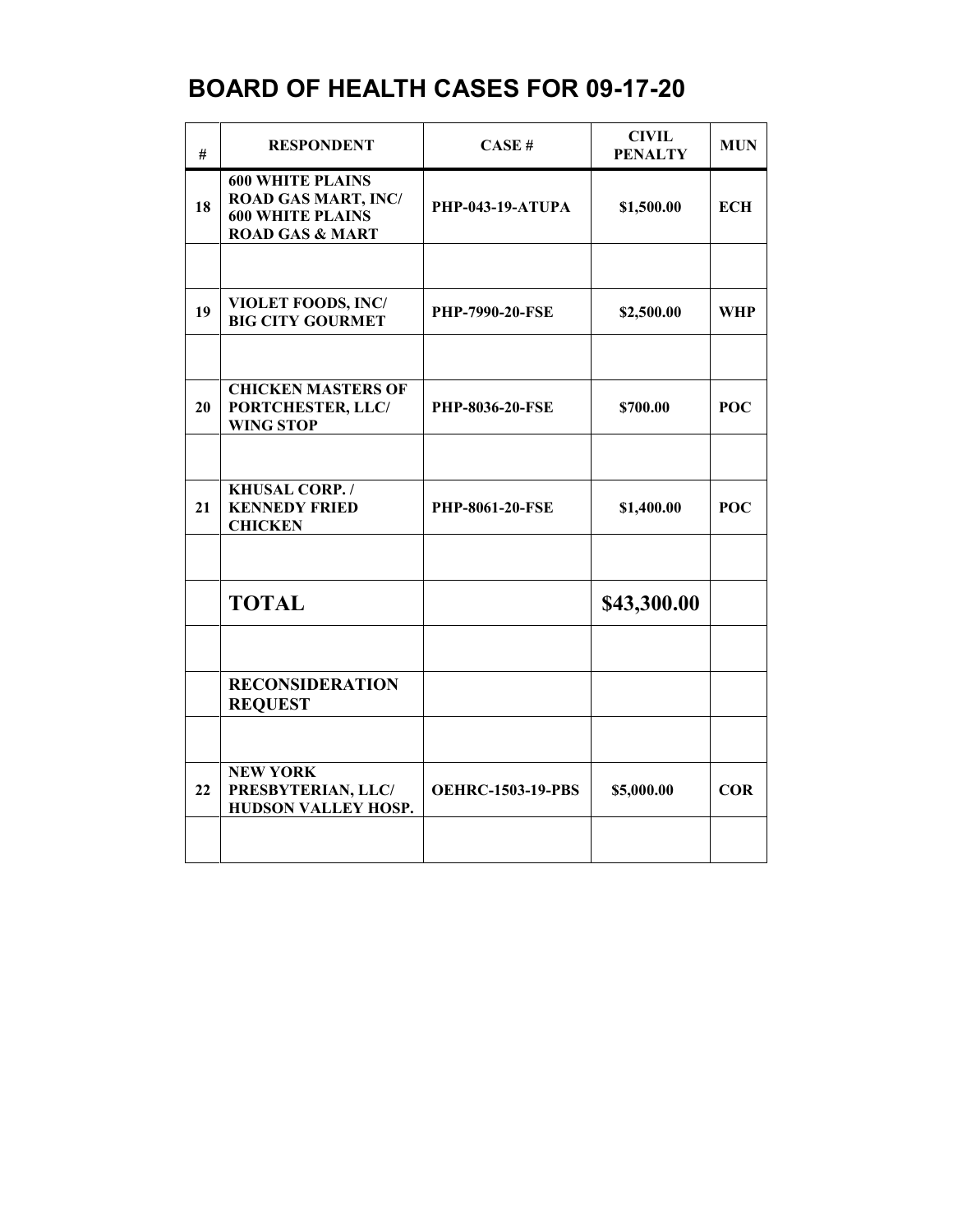## BOARD OF HEALTH CASES FOR 09-17-20

| # | RESPONDENT | CASE # | CIVIL PENALTY | MUN |
|---|---|---|---|---|
| 18 | **600 WHITE PLAINS ROAD GAS MART, INC/ 600 WHITE PLAINS ROAD GAS & MART** | **PHP-043-19-ATUPA** | **$1,500.00** | **ECH** |
| | | | | |
| 19 | **VIOLET FOODS, INC/ BIG CITY GOURMET** | **PHP-7990-20-FSE** | **$2,500.00** | **WHP** |
| | | | | |
| 20 | **CHICKEN MASTERS OF PORTCHESTER, LLC/ WING STOP** | **PHP-8036-20-FSE** | **$700.00** | **POC** |
| | | | | |
| 21 | **KHUSAL CORP. / KENNEDY FRIED CHICKEN** | **PHP-8061-20-FSE** | **$1,400.00** | **POC** |
| | | | | |
| | **TOTAL** | | **$43,300.00** | |
| | | | | |
| | **RECONSIDERATION REQUEST** | | | |
| | | | | |
| 22 | **NEW YORK PRESBYTERIAN, LLC/ HUDSON VALLEY HOSP.** | **OEHRC-1503-19-PBS** | **$5,000.00** | **COR** |
| | | | | |